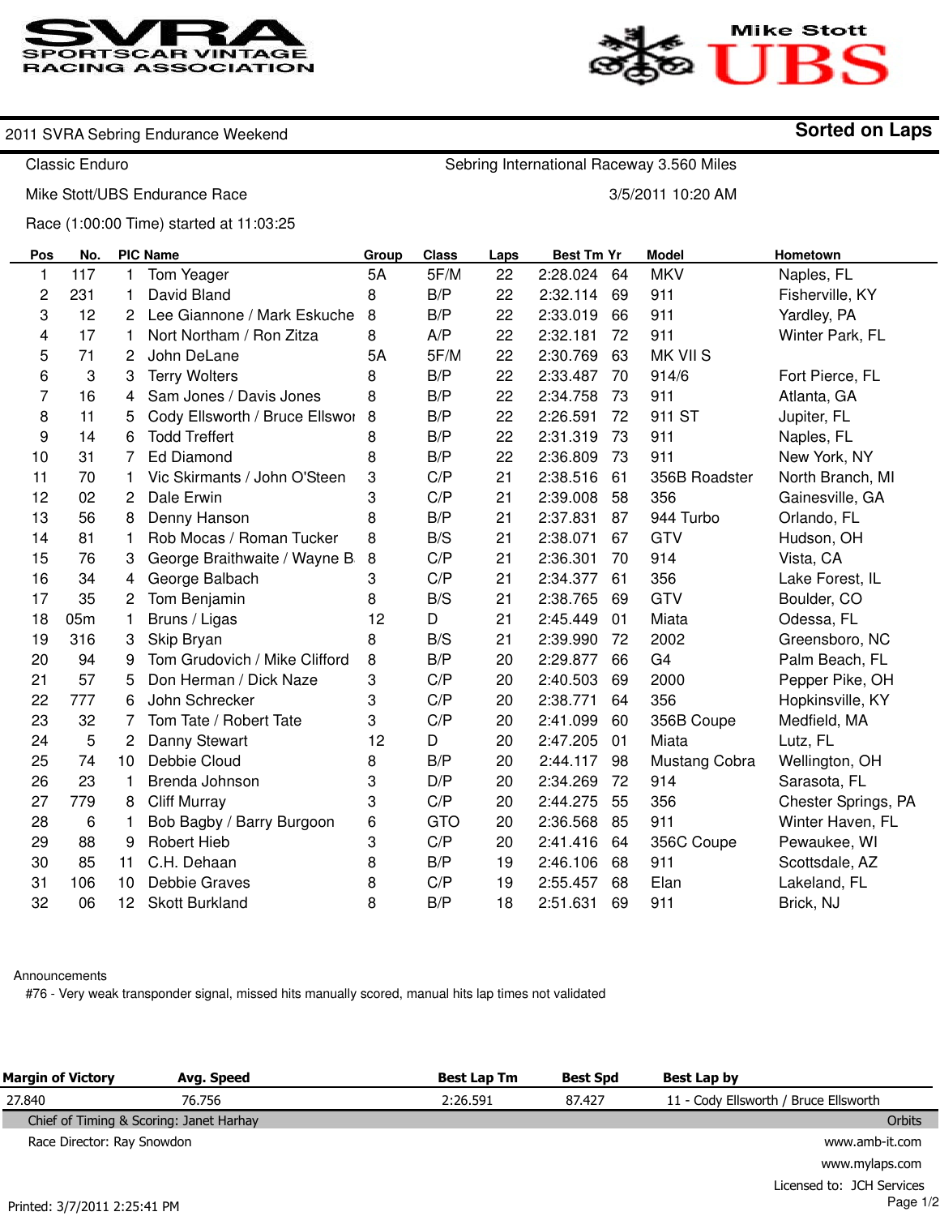SVRA SPORTSCAR VINTAGE RACING ASSOCIATION

Mike Stott UBS

2011 SVRA Sebring Endurance Weekend

**Sorted on Laps**

Classic Enduro

Sebring International Raceway 3.560 Miles

Mike Stott/UBS Endurance Race

3/5/2011 10:20 AM

Race (1:00:00 Time) started at 11:03:25

| Pos | No. | PIC | Name | Group | Class | Laps | Best Tm | Yr | Model | Hometown |
|---|---|---|---|---|---|---|---|---|---|---|
| 1 | 117 | 1 | Tom Yeager | 5A | 5F/M | 22 | 2:28.024 | 64 | MKV | Naples, FL |
| 2 | 231 | 1 | David Bland | 8 | B/P | 22 | 2:32.114 | 69 | 911 | Fisherville, KY |
| 3 | 12 | 2 | Lee Giannone / Mark Eskuche | 8 | B/P | 22 | 2:33.019 | 66 | 911 | Yardley, PA |
| 4 | 17 | 1 | Nort Northam / Ron Zitza | 8 | A/P | 22 | 2:32.181 | 72 | 911 | Winter Park, FL |
| 5 | 71 | 2 | John DeLane | 5A | 5F/M | 22 | 2:30.769 | 63 | MK VII S | |
| 6 | 3 | 3 | Terry Wolters | 8 | B/P | 22 | 2:33.487 | 70 | 914/6 | Fort Pierce, FL |
| 7 | 16 | 4 | Sam Jones / Davis Jones | 8 | B/P | 22 | 2:34.758 | 73 | 911 | Atlanta, GA |
| 8 | 11 | 5 | Cody Ellsworth / Bruce Ellswoı | 8 | B/P | 22 | 2:26.591 | 72 | 911 ST | Jupiter, FL |
| 9 | 14 | 6 | Todd Treffert | 8 | B/P | 22 | 2:31.319 | 73 | 911 | Naples, FL |
| 10 | 31 | 7 | Ed Diamond | 8 | B/P | 22 | 2:36.809 | 73 | 911 | New York, NY |
| 11 | 70 | 1 | Vic Skirmants / John O'Steen | 3 | C/P | 21 | 2:38.516 | 61 | 356B Roadster | North Branch, MI |
| 12 | 02 | 2 | Dale Erwin | 3 | C/P | 21 | 2:39.008 | 58 | 356 | Gainesville, GA |
| 13 | 56 | 8 | Denny Hanson | 8 | B/P | 21 | 2:37.831 | 87 | 944 Turbo | Orlando, FL |
| 14 | 81 | 1 | Rob Mocas / Roman Tucker | 8 | B/S | 21 | 2:38.071 | 67 | GTV | Hudson, OH |
| 15 | 76 | 3 | George Braithwaite / Wayne B | 8 | C/P | 21 | 2:36.301 | 70 | 914 | Vista, CA |
| 16 | 34 | 4 | George Balbach | 3 | C/P | 21 | 2:34.377 | 61 | 356 | Lake Forest, IL |
| 17 | 35 | 2 | Tom Benjamin | 8 | B/S | 21 | 2:38.765 | 69 | GTV | Boulder, CO |
| 18 | 05m | 1 | Bruns / Ligas | 12 | D | 21 | 2:45.449 | 01 | Miata | Odessa, FL |
| 19 | 316 | 3 | Skip Bryan | 8 | B/S | 21 | 2:39.990 | 72 | 2002 | Greensboro, NC |
| 20 | 94 | 9 | Tom Grudovich / Mike Clifford | 8 | B/P | 20 | 2:29.877 | 66 | G4 | Palm Beach, FL |
| 21 | 57 | 5 | Don Herman / Dick Naze | 3 | C/P | 20 | 2:40.503 | 69 | 2000 | Pepper Pike, OH |
| 22 | 777 | 6 | John Schrecker | 3 | C/P | 20 | 2:38.771 | 64 | 356 | Hopkinsville, KY |
| 23 | 32 | 7 | Tom Tate / Robert Tate | 3 | C/P | 20 | 2:41.099 | 60 | 356B Coupe | Medfield, MA |
| 24 | 5 | 2 | Danny Stewart | 12 | D | 20 | 2:47.205 | 01 | Miata | Lutz, FL |
| 25 | 74 | 10 | Debbie Cloud | 8 | B/P | 20 | 2:44.117 | 98 | Mustang Cobra | Wellington, OH |
| 26 | 23 | 1 | Brenda Johnson | 3 | D/P | 20 | 2:34.269 | 72 | 914 | Sarasota, FL |
| 27 | 779 | 8 | Cliff Murray | 3 | C/P | 20 | 2:44.275 | 55 | 356 | Chester Springs, PA |
| 28 | 6 | 1 | Bob Bagby / Barry Burgoon | 6 | GTO | 20 | 2:36.568 | 85 | 911 | Winter Haven, FL |
| 29 | 88 | 9 | Robert Hieb | 3 | C/P | 20 | 2:41.416 | 64 | 356C Coupe | Pewaukee, WI |
| 30 | 85 | 11 | C.H. Dehaan | 8 | B/P | 19 | 2:46.106 | 68 | 911 | Scottsdale, AZ |
| 31 | 106 | 10 | Debbie Graves | 8 | C/P | 19 | 2:55.457 | 68 | Elan | Lakeland, FL |
| 32 | 06 | 12 | Skott Burkland | 8 | B/P | 18 | 2:51.631 | 69 | 911 | Brick, NJ |

Announcements

#76 - Very weak transponder signal, missed hits manually scored, manual hits lap times not validated

| Margin of Victory | Avg. Speed | Best Lap Tm | Best Spd | Best Lap by |
|---|---|---|---|---|
| 27.840 | 76.756 | 2:26.591 | 87.427 | 11 - Cody Ellsworth / Bruce Ellsworth |

Chief of Timing & Scoring: Janet Harhay

Orbits

Race Director: Ray Snowdon

www.amb-it.com

www.mylaps.com

Licensed to: JCH Services

Printed: 3/7/2011 2:25:41 PM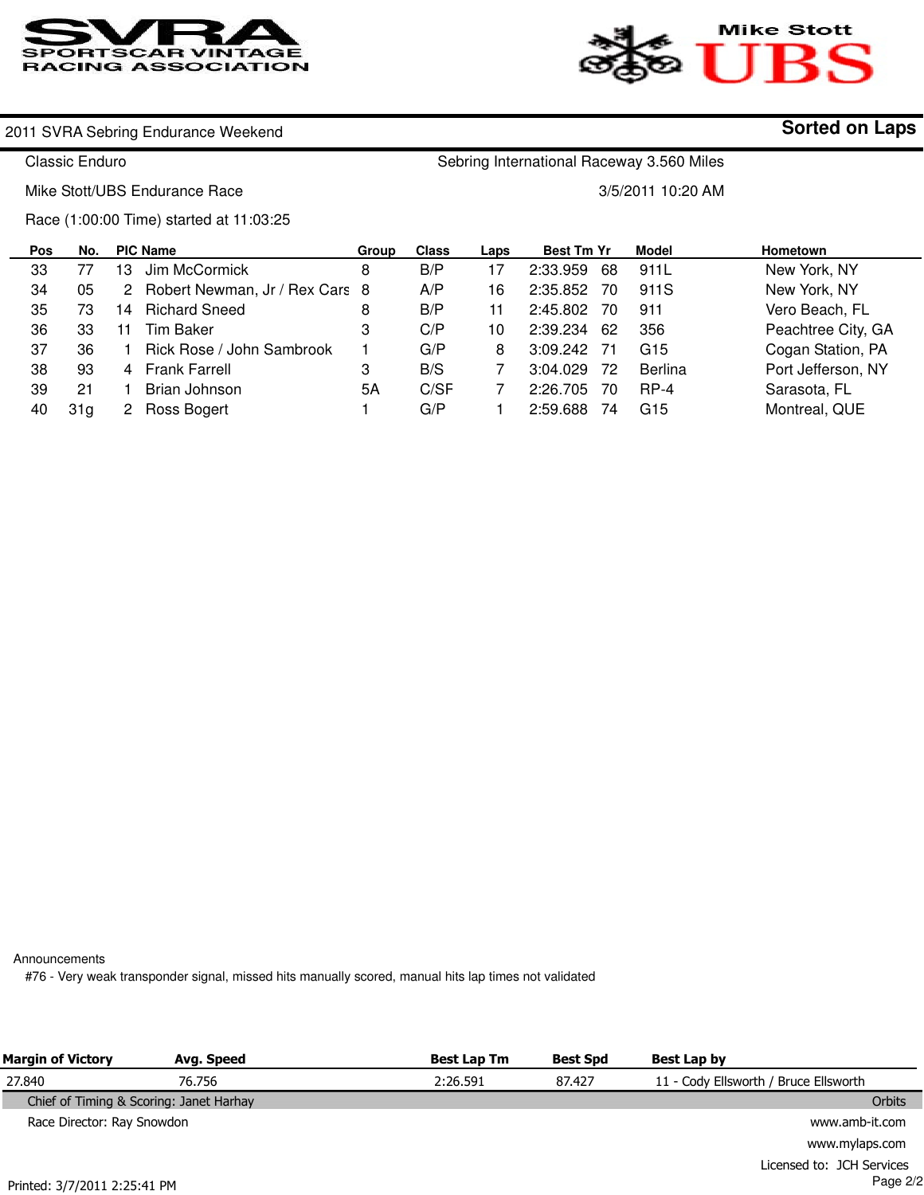2011 SVRA Sebring Endurance Weekend

**Sorted on Laps**

Classic Enduro — Sebring International Raceway 3.560 Miles

Mike Stott/UBS Endurance Race — 3/5/2011 10:20 AM

Race (1:00:00 Time) started at 11:03:25

| Pos | No. | PIC | Name | Group | Class | Laps | Best Tm | Yr | Model | Hometown |
|---|---|---|---|---|---|---|---|---|---|---|
| 33 | 77 | 13 | Jim McCormick | 8 | B/P | 17 | 2:33.959 | 68 | 911L | New York, NY |
| 34 | 05 | 2 | Robert Newman, Jr / Rex Cars | 8 | A/P | 16 | 2:35.852 | 70 | 911S | New York, NY |
| 35 | 73 | 14 | Richard Sneed | 8 | B/P | 11 | 2:45.802 | 70 | 911 | Vero Beach, FL |
| 36 | 33 | 11 | Tim Baker | 3 | C/P | 10 | 2:39.234 | 62 | 356 | Peachtree City, GA |
| 37 | 36 | 1 | Rick Rose / John Sambrook | 1 | G/P | 8 | 3:09.242 | 71 | G15 | Cogan Station, PA |
| 38 | 93 | 4 | Frank Farrell | 3 | B/S | 7 | 3:04.029 | 72 | Berlina | Port Jefferson, NY |
| 39 | 21 | 1 | Brian Johnson | 5A | C/SF | 7 | 2:26.705 | 70 | RP-4 | Sarasota, FL |
| 40 | 31g | 2 | Ross Bogert | 1 | G/P | 1 | 2:59.688 | 74 | G15 | Montreal, QUE |

Announcements

#76 - Very weak transponder signal, missed hits manually scored, manual hits lap times not validated

| Margin of Victory | Avg. Speed | Best Lap Tm | Best Spd | Best Lap by |
|---|---|---|---|---|
| 27.840 | 76.756 | 2:26.591 | 87.427 | 11 - Cody Ellsworth / Bruce Ellsworth |

Chief of Timing & Scoring: Janet Harhay

Race Director: Ray Snowdon

Orbits

www.amb-it.com

www.mylaps.com

Licensed to: JCH Services

Printed: 3/7/2011 2:25:41 PM